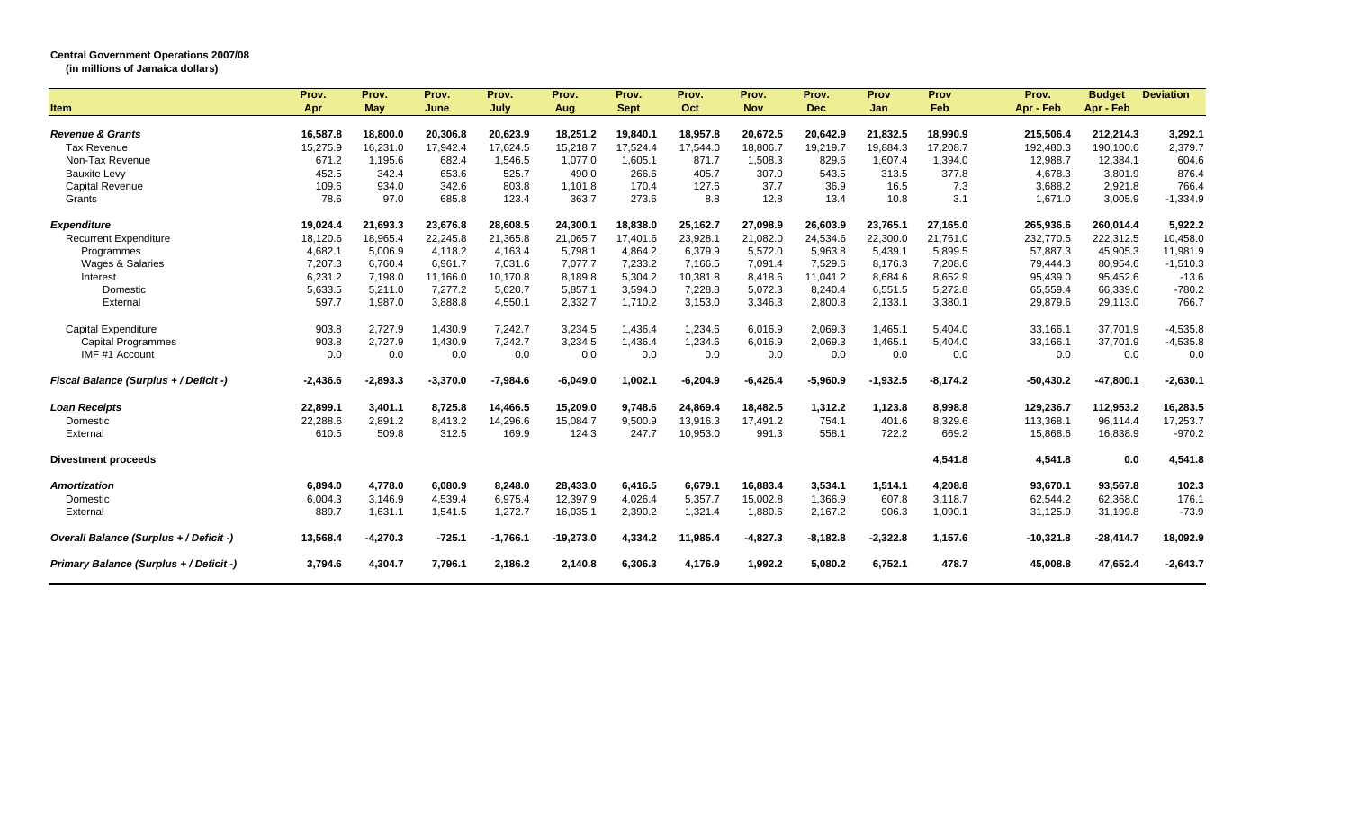**Central Government Operations 2007/08**
**(in millions of Jamaica dollars)**

| Item | Prov. Apr | Prov. May | Prov. June | Prov. July | Prov. Aug | Prov. Sept | Prov. Oct | Prov. Nov | Prov. Dec | Prov Jan | Prov Feb | Prov. Apr - Feb | Budget Apr - Feb | Deviation |
|---|---|---|---|---|---|---|---|---|---|---|---|---|---|---|
| ***Revenue & Grants*** | **16,587.8** | **18,800.0** | **20,306.8** | **20,623.9** | **18,251.2** | **19,840.1** | **18,957.8** | **20,672.5** | **20,642.9** | **21,832.5** | **18,990.9** | **215,506.4** | **212,214.3** | **3,292.1** |
| Tax Revenue | 15,275.9 | 16,231.0 | 17,942.4 | 17,624.5 | 15,218.7 | 17,524.4 | 17,544.0 | 18,806.7 | 19,219.7 | 19,884.3 | 17,208.7 | 192,480.3 | 190,100.6 | 2,379.7 |
| Non-Tax Revenue | 671.2 | 1,195.6 | 682.4 | 1,546.5 | 1,077.0 | 1,605.1 | 871.7 | 1,508.3 | 829.6 | 1,607.4 | 1,394.0 | 12,988.7 | 12,384.1 | 604.6 |
| Bauxite Levy | 452.5 | 342.4 | 653.6 | 525.7 | 490.0 | 266.6 | 405.7 | 307.0 | 543.5 | 313.5 | 377.8 | 4,678.3 | 3,801.9 | 876.4 |
| Capital Revenue | 109.6 | 934.0 | 342.6 | 803.8 | 1,101.8 | 170.4 | 127.6 | 37.7 | 36.9 | 16.5 | 7.3 | 3,688.2 | 2,921.8 | 766.4 |
| Grants | 78.6 | 97.0 | 685.8 | 123.4 | 363.7 | 273.6 | 8.8 | 12.8 | 13.4 | 10.8 | 3.1 | 1,671.0 | 3,005.9 | -1,334.9 |
| ***Expenditure*** | **19,024.4** | **21,693.3** | **23,676.8** | **28,608.5** | **24,300.1** | **18,838.0** | **25,162.7** | **27,098.9** | **26,603.9** | **23,765.1** | **27,165.0** | **265,936.6** | **260,014.4** | **5,922.2** |
| Recurrent Expenditure | 18,120.6 | 18,965.4 | 22,245.8 | 21,365.8 | 21,065.7 | 17,401.6 | 23,928.1 | 21,082.0 | 24,534.6 | 22,300.0 | 21,761.0 | 232,770.5 | 222,312.5 | 10,458.0 |
| Programmes | 4,682.1 | 5,006.9 | 4,118.2 | 4,163.4 | 5,798.1 | 4,864.2 | 6,379.9 | 5,572.0 | 5,963.8 | 5,439.1 | 5,899.5 | 57,887.3 | 45,905.3 | 11,981.9 |
| Wages & Salaries | 7,207.3 | 6,760.4 | 6,961.7 | 7,031.6 | 7,077.7 | 7,233.2 | 7,166.5 | 7,091.4 | 7,529.6 | 8,176.3 | 7,208.6 | 79,444.3 | 80,954.6 | -1,510.3 |
| Interest | 6,231.2 | 7,198.0 | 11,166.0 | 10,170.8 | 8,189.8 | 5,304.2 | 10,381.8 | 8,418.6 | 11,041.2 | 8,684.6 | 8,652.9 | 95,439.0 | 95,452.6 | -13.6 |
| Domestic | 5,633.5 | 5,211.0 | 7,277.2 | 5,620.7 | 5,857.1 | 3,594.0 | 7,228.8 | 5,072.3 | 8,240.4 | 6,551.5 | 5,272.8 | 65,559.4 | 66,339.6 | -780.2 |
| External | 597.7 | 1,987.0 | 3,888.8 | 4,550.1 | 2,332.7 | 1,710.2 | 3,153.0 | 3,346.3 | 2,800.8 | 2,133.1 | 3,380.1 | 29,879.6 | 29,113.0 | 766.7 |
| Capital Expenditure | 903.8 | 2,727.9 | 1,430.9 | 7,242.7 | 3,234.5 | 1,436.4 | 1,234.6 | 6,016.9 | 2,069.3 | 1,465.1 | 5,404.0 | 33,166.1 | 37,701.9 | -4,535.8 |
| Capital Programmes | 903.8 | 2,727.9 | 1,430.9 | 7,242.7 | 3,234.5 | 1,436.4 | 1,234.6 | 6,016.9 | 2,069.3 | 1,465.1 | 5,404.0 | 33,166.1 | 37,701.9 | -4,535.8 |
| IMF #1 Account | 0.0 | 0.0 | 0.0 | 0.0 | 0.0 | 0.0 | 0.0 | 0.0 | 0.0 | 0.0 | 0.0 | 0.0 | 0.0 | 0.0 |
| ***Fiscal Balance (Surplus + / Deficit -)*** | **-2,436.6** | **-2,893.3** | **-3,370.0** | **-7,984.6** | **-6,049.0** | **1,002.1** | **-6,204.9** | **-6,426.4** | **-5,960.9** | **-1,932.5** | **-8,174.2** | **-50,430.2** | **-47,800.1** | **-2,630.1** |
| ***Loan Receipts*** | **22,899.1** | **3,401.1** | **8,725.8** | **14,466.5** | **15,209.0** | **9,748.6** | **24,869.4** | **18,482.5** | **1,312.2** | **1,123.8** | **8,998.8** | **129,236.7** | **112,953.2** | **16,283.5** |
| Domestic | 22,288.6 | 2,891.2 | 8,413.2 | 14,296.6 | 15,084.7 | 9,500.9 | 13,916.3 | 17,491.2 | 754.1 | 401.6 | 8,329.6 | 113,368.1 | 96,114.4 | 17,253.7 |
| External | 610.5 | 509.8 | 312.5 | 169.9 | 124.3 | 247.7 | 10,953.0 | 991.3 | 558.1 | 722.2 | 669.2 | 15,868.6 | 16,838.9 | -970.2 |
| ***Divestment proceeds*** | | | | | | | | | | | **4,541.8** | **4,541.8** | **0.0** | **4,541.8** |
| ***Amortization*** | **6,894.0** | **4,778.0** | **6,080.9** | **8,248.0** | **28,433.0** | **6,416.5** | **6,679.1** | **16,883.4** | **3,534.1** | **1,514.1** | **4,208.8** | **93,670.1** | **93,567.8** | **102.3** |
| Domestic | 6,004.3 | 3,146.9 | 4,539.4 | 6,975.4 | 12,397.9 | 4,026.4 | 5,357.7 | 15,002.8 | 1,366.9 | 607.8 | 3,118.7 | 62,544.2 | 62,368.0 | 176.1 |
| External | 889.7 | 1,631.1 | 1,541.5 | 1,272.7 | 16,035.1 | 2,390.2 | 1,321.4 | 1,880.6 | 2,167.2 | 906.3 | 1,090.1 | 31,125.9 | 31,199.8 | -73.9 |
| ***Overall Balance (Surplus + / Deficit -)*** | **13,568.4** | **-4,270.3** | **-725.1** | **-1,766.1** | **-19,273.0** | **4,334.2** | **11,985.4** | **-4,827.3** | **-8,182.8** | **-2,322.8** | **1,157.6** | **-10,321.8** | **-28,414.7** | **18,092.9** |
| ***Primary Balance (Surplus + / Deficit -)*** | **3,794.6** | **4,304.7** | **7,796.1** | **2,186.2** | **2,140.8** | **6,306.3** | **4,176.9** | **1,992.2** | **5,080.2** | **6,752.1** | **478.7** | **45,008.8** | **47,652.4** | **-2,643.7** |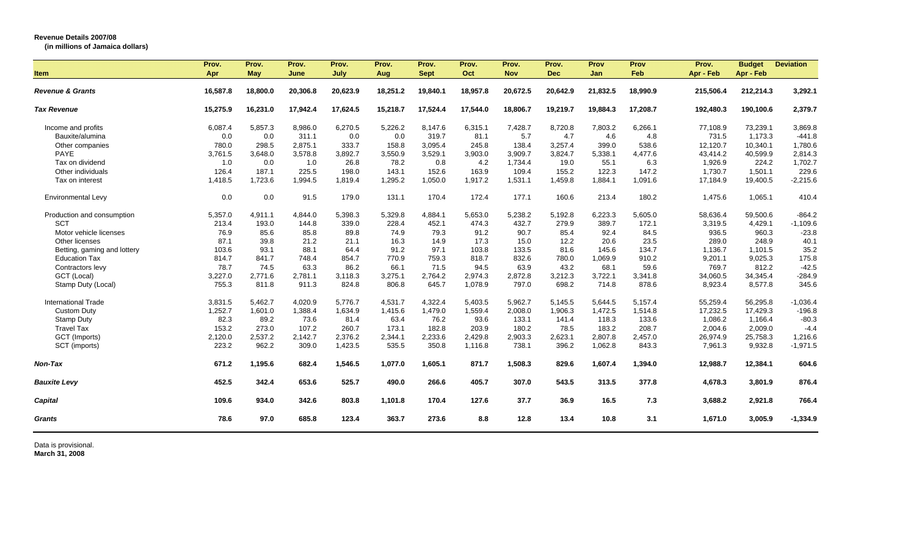**Revenue Details 2007/08**
**(in millions of Jamaica dollars)**

| Item | Prov. Apr | Prov. May | Prov. June | Prov. July | Prov. Aug | Prov. Sept | Prov. Oct | Prov. Nov | Prov. Dec | Prov Jan | Prov Feb | Prov. Apr - Feb | Budget Apr - Feb | Deviation |
|---|---|---|---|---|---|---|---|---|---|---|---|---|---|---|
| ***Revenue & Grants*** | **16,587.8** | **18,800.0** | **20,306.8** | **20,623.9** | **18,251.2** | **19,840.1** | **18,957.8** | **20,672.5** | **20,642.9** | **21,832.5** | **18,990.9** | **215,506.4** | **212,214.3** | **3,292.1** |
| ***Tax Revenue*** | **15,275.9** | **16,231.0** | **17,942.4** | **17,624.5** | **15,218.7** | **17,524.4** | **17,544.0** | **18,806.7** | **19,219.7** | **19,884.3** | **17,208.7** | **192,480.3** | **190,100.6** | **2,379.7** |
| Income and profits | 6,087.4 | 5,857.3 | 8,986.0 | 6,270.5 | 5,226.2 | 8,147.6 | 6,315.1 | 7,428.7 | 8,720.8 | 7,803.2 | 6,266.1 | 77,108.9 | 73,239.1 | 3,869.8 |
| Bauxite/alumina | 0.0 | 0.0 | 311.1 | 0.0 | 0.0 | 319.7 | 81.1 | 5.7 | 4.7 | 4.6 | 4.8 | 731.5 | 1,173.3 | -441.8 |
| Other companies | 780.0 | 298.5 | 2,875.1 | 333.7 | 158.8 | 3,095.4 | 245.8 | 138.4 | 3,257.4 | 399.0 | 538.6 | 12,120.7 | 10,340.1 | 1,780.6 |
| PAYE | 3,761.5 | 3,648.0 | 3,578.8 | 3,892.7 | 3,550.9 | 3,529.1 | 3,903.0 | 3,909.7 | 3,824.7 | 5,338.1 | 4,477.6 | 43,414.2 | 40,599.9 | 2,814.3 |
| Tax on dividend | 1.0 | 0.0 | 1.0 | 26.8 | 78.2 | 0.8 | 4.2 | 1,734.4 | 19.0 | 55.1 | 6.3 | 1,926.9 | 224.2 | 1,702.7 |
| Other individuals | 126.4 | 187.1 | 225.5 | 198.0 | 143.1 | 152.6 | 163.9 | 109.4 | 155.2 | 122.3 | 147.2 | 1,730.7 | 1,501.1 | 229.6 |
| Tax on interest | 1,418.5 | 1,723.6 | 1,994.5 | 1,819.4 | 1,295.2 | 1,050.0 | 1,917.2 | 1,531.1 | 1,459.8 | 1,884.1 | 1,091.6 | 17,184.9 | 19,400.5 | -2,215.6 |
| Environmental Levy | 0.0 | 0.0 | 91.5 | 179.0 | 131.1 | 170.4 | 172.4 | 177.1 | 160.6 | 213.4 | 180.2 | 1,475.6 | 1,065.1 | 410.4 |
| Production and consumption | 5,357.0 | 4,911.1 | 4,844.0 | 5,398.3 | 5,329.8 | 4,884.1 | 5,653.0 | 5,238.2 | 5,192.8 | 6,223.3 | 5,605.0 | 58,636.4 | 59,500.6 | -864.2 |
| SCT | 213.4 | 193.0 | 144.8 | 339.0 | 228.4 | 452.1 | 474.3 | 432.7 | 279.9 | 389.7 | 172.1 | 3,319.5 | 4,429.1 | -1,109.6 |
| Motor vehicle licenses | 76.9 | 85.6 | 85.8 | 89.8 | 74.9 | 79.3 | 91.2 | 90.7 | 85.4 | 92.4 | 84.5 | 936.5 | 960.3 | -23.8 |
| Other licenses | 87.1 | 39.8 | 21.2 | 21.1 | 16.3 | 14.9 | 17.3 | 15.0 | 12.2 | 20.6 | 23.5 | 289.0 | 248.9 | 40.1 |
| Betting, gaming and lottery | 103.6 | 93.1 | 88.1 | 64.4 | 91.2 | 97.1 | 103.8 | 133.5 | 81.6 | 145.6 | 134.7 | 1,136.7 | 1,101.5 | 35.2 |
| Education Tax | 814.7 | 841.7 | 748.4 | 854.7 | 770.9 | 759.3 | 818.7 | 832.6 | 780.0 | 1,069.9 | 910.2 | 9,201.1 | 9,025.3 | 175.8 |
| Contractors levy | 78.7 | 74.5 | 63.3 | 86.2 | 66.1 | 71.5 | 94.5 | 63.9 | 43.2 | 68.1 | 59.6 | 769.7 | 812.2 | -42.5 |
| GCT (Local) | 3,227.0 | 2,771.6 | 2,781.1 | 3,118.3 | 3,275.1 | 2,764.2 | 2,974.3 | 2,872.8 | 3,212.3 | 3,722.1 | 3,341.8 | 34,060.5 | 34,345.4 | -284.9 |
| Stamp Duty (Local) | 755.3 | 811.8 | 911.3 | 824.8 | 806.8 | 645.7 | 1,078.9 | 797.0 | 698.2 | 714.8 | 878.6 | 8,923.4 | 8,577.8 | 345.6 |
| International Trade | 3,831.5 | 5,462.7 | 4,020.9 | 5,776.7 | 4,531.7 | 4,322.4 | 5,403.5 | 5,962.7 | 5,145.5 | 5,644.5 | 5,157.4 | 55,259.4 | 56,295.8 | -1,036.4 |
| Custom Duty | 1,252.7 | 1,601.0 | 1,388.4 | 1,634.9 | 1,415.6 | 1,479.0 | 1,559.4 | 2,008.0 | 1,906.3 | 1,472.5 | 1,514.8 | 17,232.5 | 17,429.3 | -196.8 |
| Stamp Duty | 82.3 | 89.2 | 73.6 | 81.4 | 63.4 | 76.2 | 93.6 | 133.1 | 141.4 | 118.3 | 133.6 | 1,086.2 | 1,166.4 | -80.3 |
| Travel Tax | 153.2 | 273.0 | 107.2 | 260.7 | 173.1 | 182.8 | 203.9 | 180.2 | 78.5 | 183.2 | 208.7 | 2,004.6 | 2,009.0 | -4.4 |
| GCT (Imports) | 2,120.0 | 2,537.2 | 2,142.7 | 2,376.2 | 2,344.1 | 2,233.6 | 2,429.8 | 2,903.3 | 2,623.1 | 2,807.8 | 2,457.0 | 26,974.9 | 25,758.3 | 1,216.6 |
| SCT (imports) | 223.2 | 962.2 | 309.0 | 1,423.5 | 535.5 | 350.8 | 1,116.8 | 738.1 | 396.2 | 1,062.8 | 843.3 | 7,961.3 | 9,932.8 | -1,971.5 |
| ***Non-Tax*** | **671.2** | **1,195.6** | **682.4** | **1,546.5** | **1,077.0** | **1,605.1** | **871.7** | **1,508.3** | **829.6** | **1,607.4** | **1,394.0** | **12,988.7** | **12,384.1** | **604.6** |
| ***Bauxite Levy*** | **452.5** | **342.4** | **653.6** | **525.7** | **490.0** | **266.6** | **405.7** | **307.0** | **543.5** | **313.5** | **377.8** | **4,678.3** | **3,801.9** | **876.4** |
| ***Capital*** | **109.6** | **934.0** | **342.6** | **803.8** | **1,101.8** | **170.4** | **127.6** | **37.7** | **36.9** | **16.5** | **7.3** | **3,688.2** | **2,921.8** | **766.4** |
| ***Grants*** | **78.6** | **97.0** | **685.8** | **123.4** | **363.7** | **273.6** | **8.8** | **12.8** | **13.4** | **10.8** | **3.1** | **1,671.0** | **3,005.9** | **-1,334.9** |

Data is provisional.
**March 31, 2008**